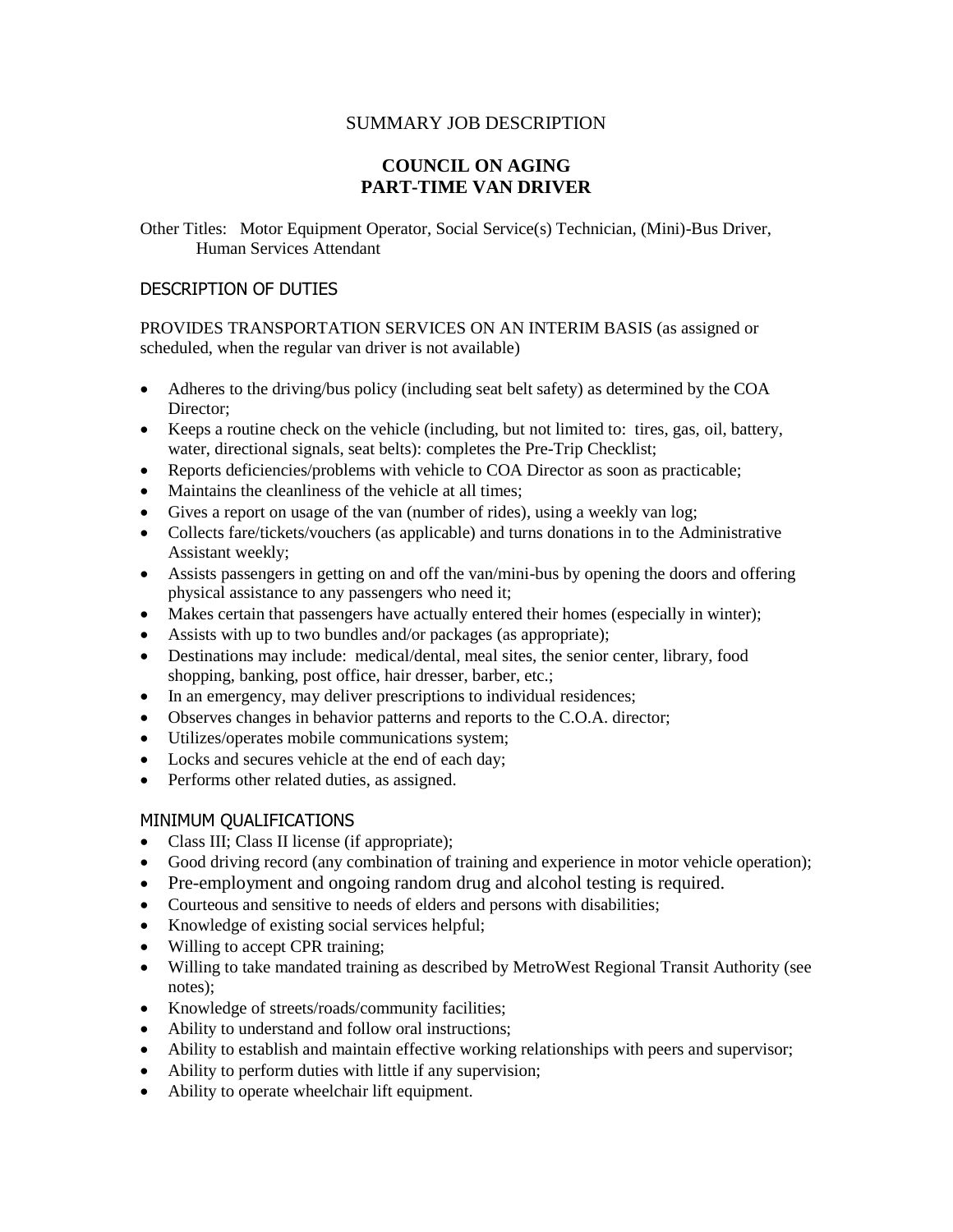SUMMARY JOB DESCRIPTION

# COUNCIL ON AGING
# PART-TIME VAN DRIVER

Other Titles: Motor Equipment Operator, Social Service(s) Technician, (Mini)-Bus Driver, Human Services Attendant

## DESCRIPTION OF DUTIES

PROVIDES TRANSPORTATION SERVICES ON AN INTERIM BASIS (as assigned or scheduled, when the regular van driver is not available)

- Adheres to the driving/bus policy (including seat belt safety) as determined by the COA Director;
- Keeps a routine check on the vehicle (including, but not limited to: tires, gas, oil, battery, water, directional signals, seat belts): completes the Pre-Trip Checklist;
- Reports deficiencies/problems with vehicle to COA Director as soon as practicable;
- Maintains the cleanliness of the vehicle at all times;
- Gives a report on usage of the van (number of rides), using a weekly van log;
- Collects fare/tickets/vouchers (as applicable) and turns donations in to the Administrative Assistant weekly;
- Assists passengers in getting on and off the van/mini-bus by opening the doors and offering physical assistance to any passengers who need it;
- Makes certain that passengers have actually entered their homes (especially in winter);
- Assists with up to two bundles and/or packages (as appropriate);
- Destinations may include: medical/dental, meal sites, the senior center, library, food shopping, banking, post office, hair dresser, barber, etc.;
- In an emergency, may deliver prescriptions to individual residences;
- Observes changes in behavior patterns and reports to the C.O.A. director;
- Utilizes/operates mobile communications system;
- Locks and secures vehicle at the end of each day;
- Performs other related duties, as assigned.

## MINIMUM QUALIFICATIONS

- Class III; Class II license (if appropriate);
- Good driving record (any combination of training and experience in motor vehicle operation);
- Pre-employment and ongoing random drug and alcohol testing is required.
- Courteous and sensitive to needs of elders and persons with disabilities;
- Knowledge of existing social services helpful;
- Willing to accept CPR training;
- Willing to take mandated training as described by MetroWest Regional Transit Authority (see notes);
- Knowledge of streets/roads/community facilities;
- Ability to understand and follow oral instructions;
- Ability to establish and maintain effective working relationships with peers and supervisor;
- Ability to perform duties with little if any supervision;
- Ability to operate wheelchair lift equipment.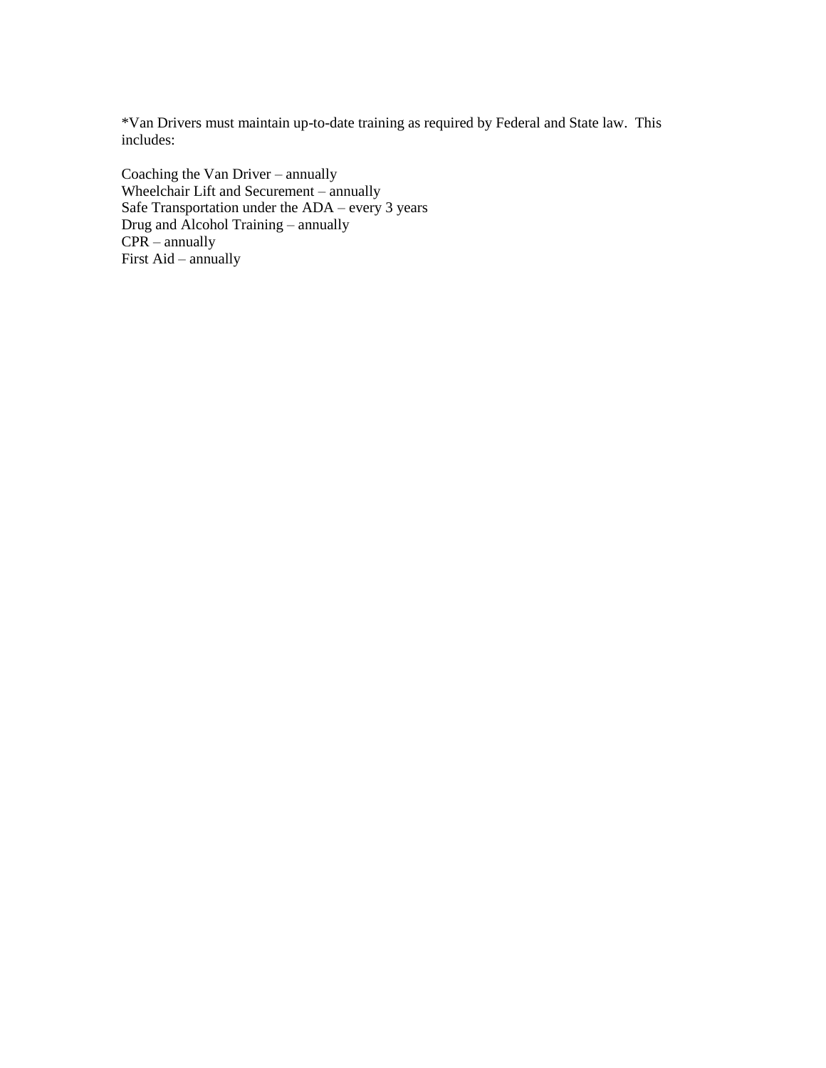*Van Drivers must maintain up-to-date training as required by Federal and State law.  This includes:

Coaching the Van Driver – annually
Wheelchair Lift and Securement – annually
Safe Transportation under the ADA – every 3 years
Drug and Alcohol Training – annually
CPR – annually
First Aid – annually